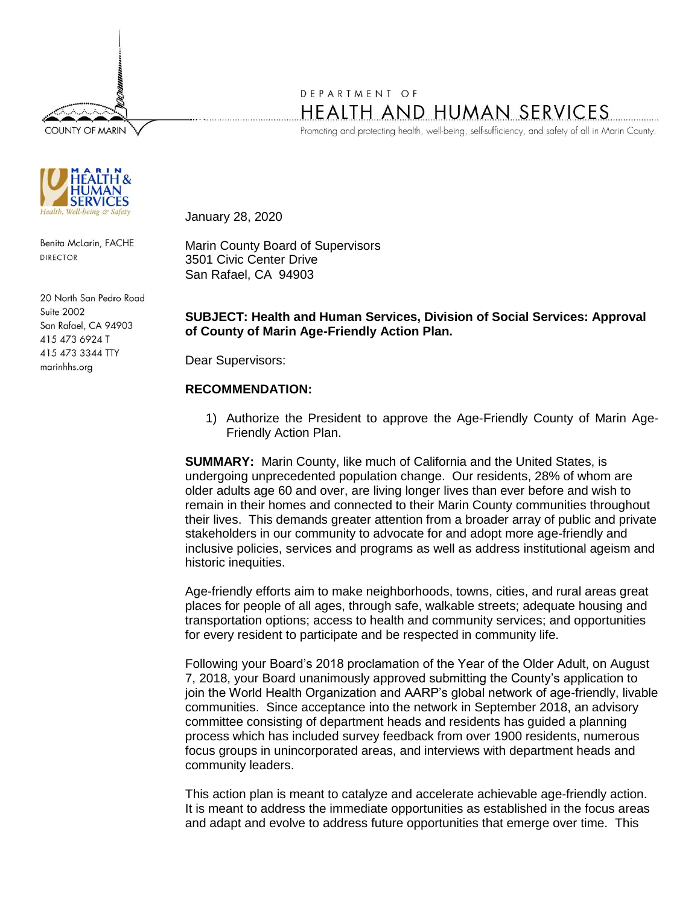COUNTY OF MARIN

DEPARTMENT OF

HEALTH AND HUMAN SERVICES

Promoting and protecting health, well-being, self-sufficiency, and safety of all in Marin County.

MARIN HEALTH & HUMAN SERVICES
Health, Well-being & Safety

Benita McLarin, FACHE
DIRECTOR

20 North San Pedro Road
Suite 2002
San Rafael, CA 94903
415 473 6924 T
415 473 3344 TTY
marinhhs.org

January 28, 2020

Marin County Board of Supervisors
3501 Civic Center Drive
San Rafael, CA 94903

**SUBJECT: Health and Human Services, Division of Social Services: Approval of County of Marin Age-Friendly Action Plan.**

Dear Supervisors:

**RECOMMENDATION:**

1) Authorize the President to approve the Age-Friendly County of Marin Age-Friendly Action Plan.

**SUMMARY:** Marin County, like much of California and the United States, is undergoing unprecedented population change. Our residents, 28% of whom are older adults age 60 and over, are living longer lives than ever before and wish to remain in their homes and connected to their Marin County communities throughout their lives. This demands greater attention from a broader array of public and private stakeholders in our community to advocate for and adopt more age-friendly and inclusive policies, services and programs as well as address institutional ageism and historic inequities.

Age-friendly efforts aim to make neighborhoods, towns, cities, and rural areas great places for people of all ages, through safe, walkable streets; adequate housing and transportation options; access to health and community services; and opportunities for every resident to participate and be respected in community life.

Following your Board's 2018 proclamation of the Year of the Older Adult, on August 7, 2018, your Board unanimously approved submitting the County's application to join the World Health Organization and AARP's global network of age-friendly, livable communities. Since acceptance into the network in September 2018, an advisory committee consisting of department heads and residents has guided a planning process which has included survey feedback from over 1900 residents, numerous focus groups in unincorporated areas, and interviews with department heads and community leaders.

This action plan is meant to catalyze and accelerate achievable age-friendly action. It is meant to address the immediate opportunities as established in the focus areas and adapt and evolve to address future opportunities that emerge over time. This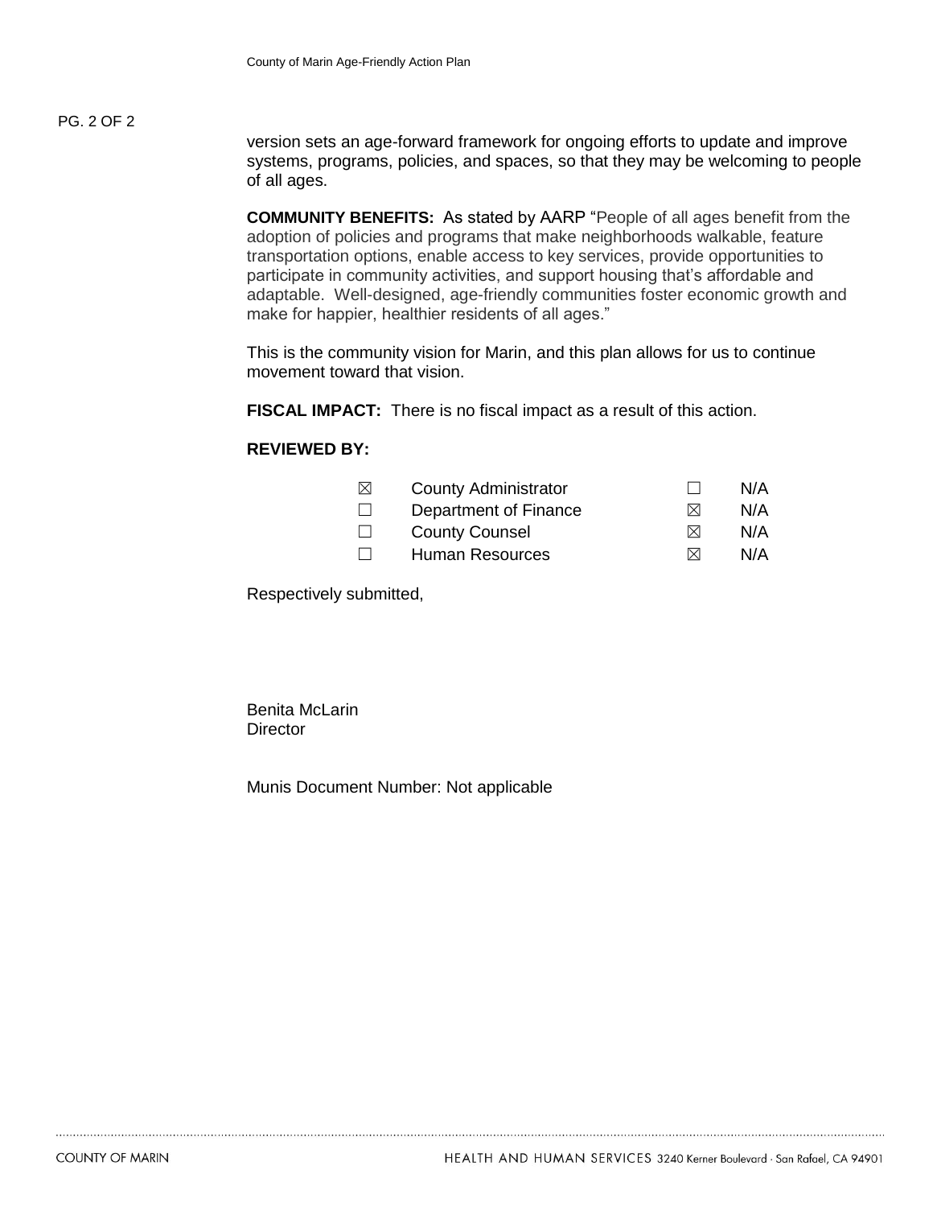version sets an age-forward framework for ongoing efforts to update and improve systems, programs, policies, and spaces, so that they may be welcoming to people of all ages.

**COMMUNITY BENEFITS:** As stated by AARP "People of all ages benefit from the adoption of policies and programs that make neighborhoods walkable, feature transportation options, enable access to key services, provide opportunities to participate in community activities, and support housing that's affordable and adaptable. Well-designed, age-friendly communities foster economic growth and make for happier, healthier residents of all ages."

This is the community vision for Marin, and this plan allows for us to continue movement toward that vision.

**FISCAL IMPACT:** There is no fiscal impact as a result of this action.

**REVIEWED BY:**

| | | | |
|---|---|---|---|
| ☒ | County Administrator | ☐ | N/A |
| ☐ | Department of Finance | ☒ | N/A |
| ☐ | County Counsel | ☒ | N/A |
| ☐ | Human Resources | ☒ | N/A |

Respectively submitted,

Benita McLarin
Director

Munis Document Number: Not applicable